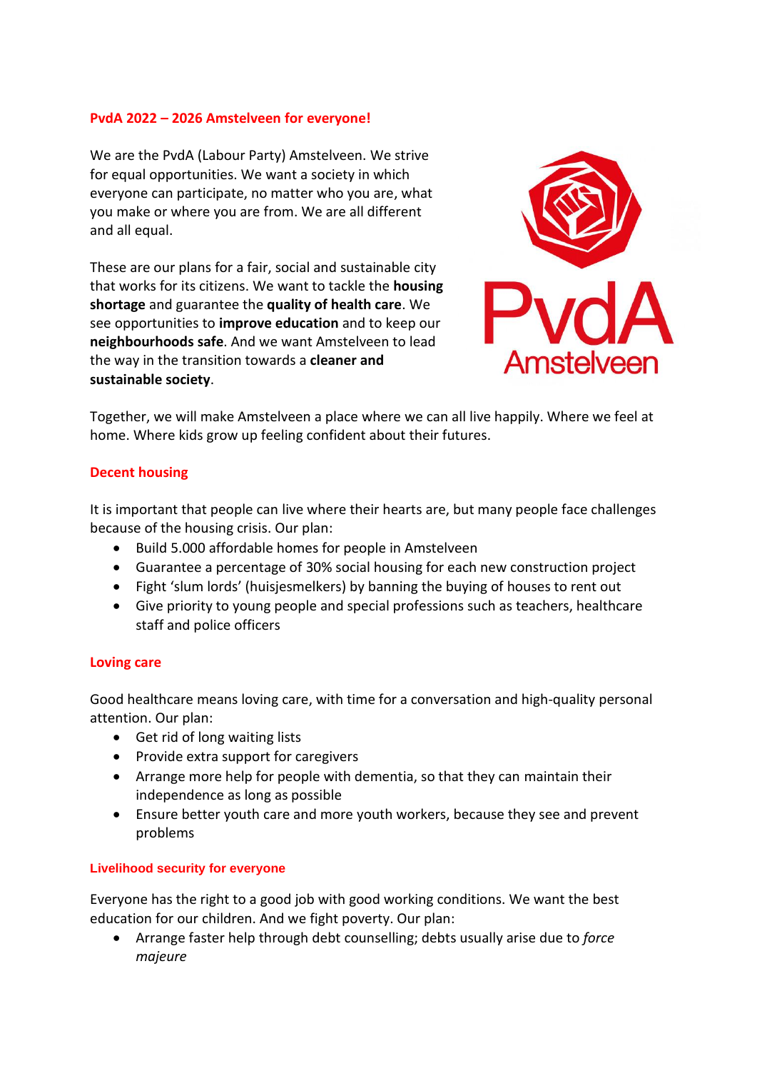## PvdA 2022 – 2026 Amstelveen for everyone!

We are the PvdA (Labour Party) Amstelveen. We strive for equal opportunities. We want a society in which everyone can participate, no matter who you are, what you make or where you are from. We are all different and all equal.

These are our plans for a fair, social and sustainable city that works for its citizens. We want to tackle the **housing shortage** and guarantee the **quality of health care**. We see opportunities to **improve education** and to keep our **neighbourhoods safe**. And we want Amstelveen to lead the way in the transition towards a **cleaner and sustainable society**.

Together, we will make Amstelveen a place where we can all live happily. Where we feel at home. Where kids grow up feeling confident about their futures.

### Decent housing

It is important that people can live where their hearts are, but many people face challenges because of the housing crisis. Our plan:

- Build 5.000 affordable homes for people in Amstelveen
- Guarantee a percentage of 30% social housing for each new construction project
- Fight 'slum lords' (huisjesmelkers) by banning the buying of houses to rent out
- Give priority to young people and special professions such as teachers, healthcare staff and police officers

### Loving care

Good healthcare means loving care, with time for a conversation and high-quality personal attention. Our plan:

- Get rid of long waiting lists
- Provide extra support for caregivers
- Arrange more help for people with dementia, so that they can maintain their independence as long as possible
- Ensure better youth care and more youth workers, because they see and prevent problems

### Livelihood security for everyone

Everyone has the right to a good job with good working conditions. We want the best education for our children. And we fight poverty. Our plan:

- Arrange faster help through debt counselling; debts usually arise due to *force majeure*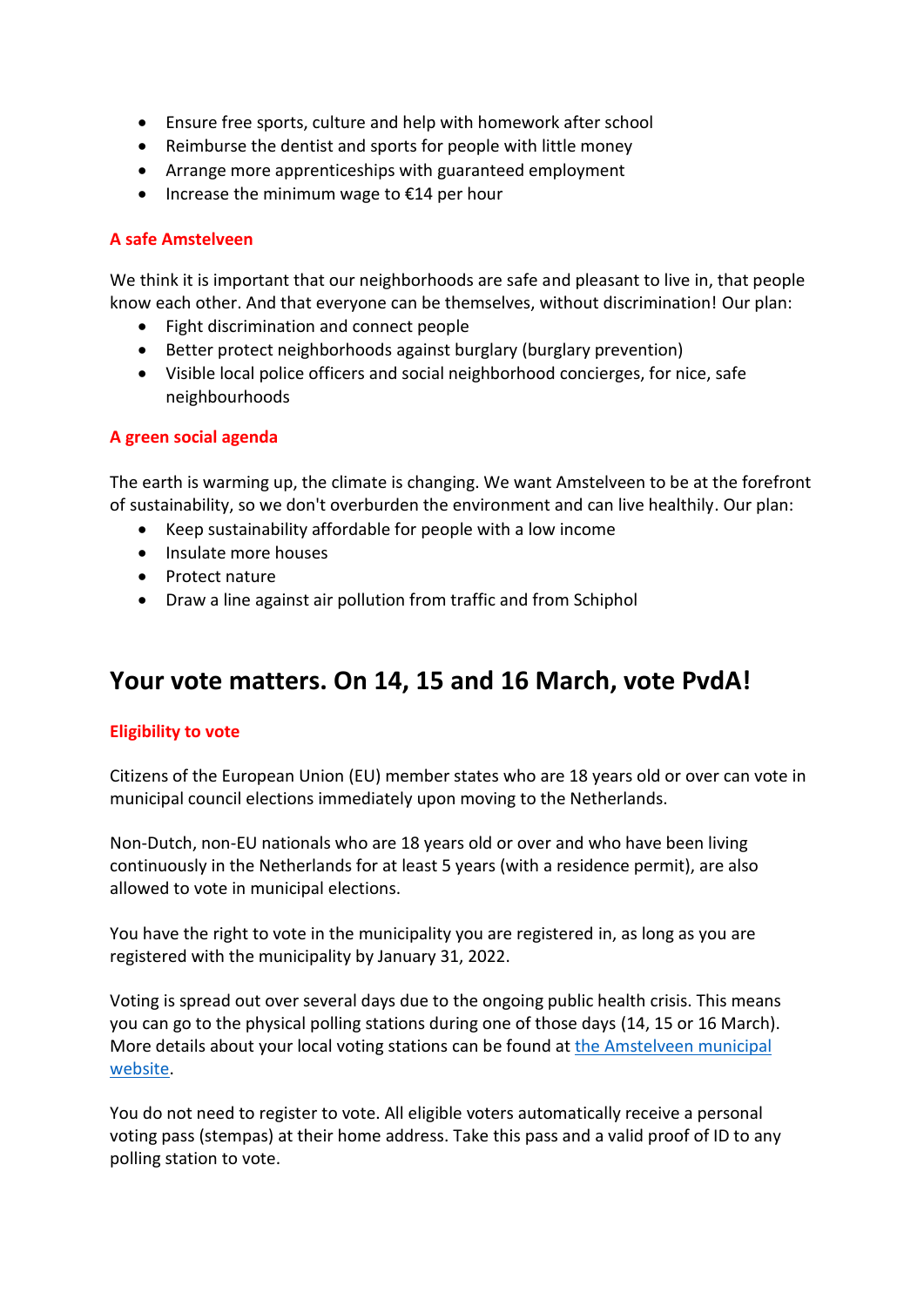- Ensure free sports, culture and help with homework after school
- Reimburse the dentist and sports for people with little money
- Arrange more apprenticeships with guaranteed employment
- Increase the minimum wage to €14 per hour

**A safe Amstelveen**

We think it is important that our neighborhoods are safe and pleasant to live in, that people know each other. And that everyone can be themselves, without discrimination! Our plan:

- Fight discrimination and connect people
- Better protect neighborhoods against burglary (burglary prevention)
- Visible local police officers and social neighborhood concierges, for nice, safe neighbourhoods

**A green social agenda**

The earth is warming up, the climate is changing. We want Amstelveen to be at the forefront of sustainability, so we don't overburden the environment and can live healthily. Our plan:

- Keep sustainability affordable for people with a low income
- Insulate more houses
- Protect nature
- Draw a line against air pollution from traffic and from Schiphol

## Your vote matters. On 14, 15 and 16 March, vote PvdA!

**Eligibility to vote**

Citizens of the European Union (EU) member states who are 18 years old or over can vote in municipal council elections immediately upon moving to the Netherlands.

Non-Dutch, non-EU nationals who are 18 years old or over and who have been living continuously in the Netherlands for at least 5 years (with a residence permit), are also allowed to vote in municipal elections.

You have the right to vote in the municipality you are registered in, as long as you are registered with the municipality by January 31, 2022.

Voting is spread out over several days due to the ongoing public health crisis. This means you can go to the physical polling stations during one of those days (14, 15 or 16 March). More details about your local voting stations can be found at the Amstelveen municipal website.

You do not need to register to vote. All eligible voters automatically receive a personal voting pass (stempas) at their home address. Take this pass and a valid proof of ID to any polling station to vote.